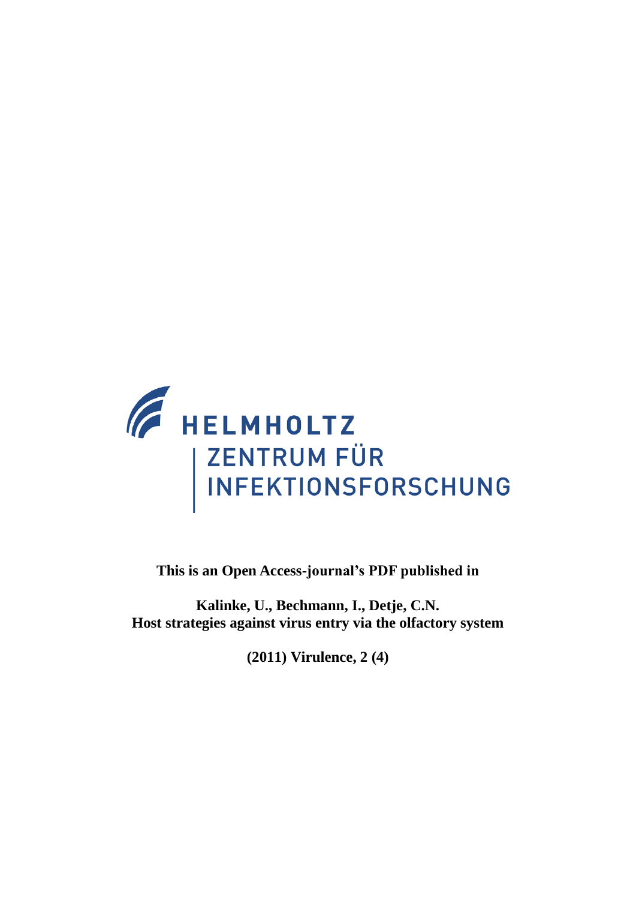HELMHOLTZ
ZENTRUM FÜR
INFEKTIONSFORSCHUNG

**This is an Open Access-journal's PDF published in**

**Kalinke, U., Bechmann, I., Detje, C.N.**
**Host strategies against virus entry via the olfactory system**

**(2011) Virulence, 2 (4)**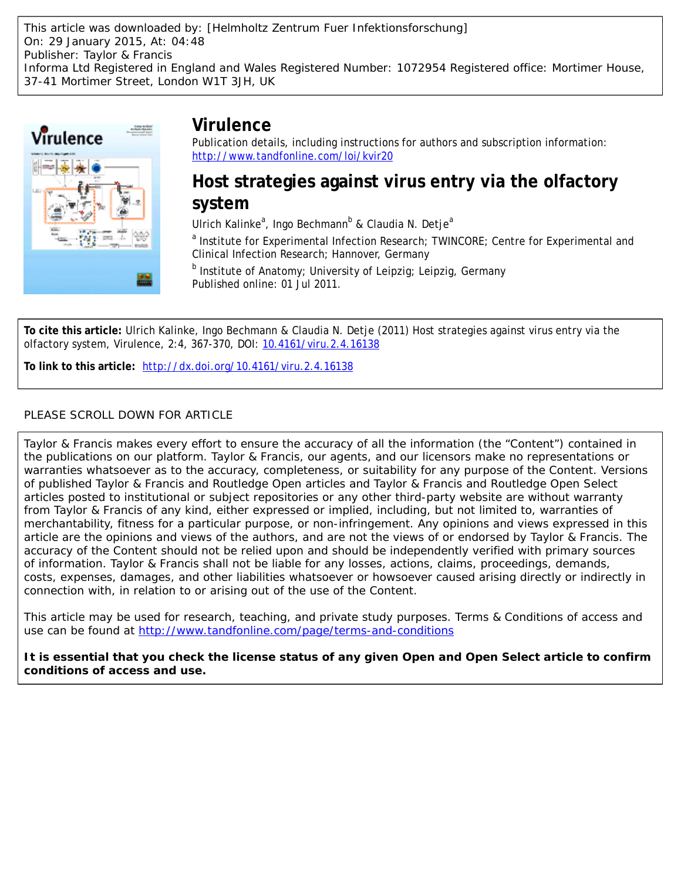This article was downloaded by: [Helmholtz Zentrum Fuer Infektionsforschung]
On: 29 January 2015, At: 04:48
Publisher: Taylor & Francis
Informa Ltd Registered in England and Wales Registered Number: 1072954 Registered office: Mortimer House, 37-41 Mortimer Street, London W1T 3JH, UK

# Virulence

Publication details, including instructions for authors and subscription information:
http://www.tandfonline.com/loi/kvir20

## Host strategies against virus entry via the olfactory system

Ulrich Kalinke[a], Ingo Bechmann[b] & Claudia N. Detje[a]

[a] Institute for Experimental Infection Research; TWINCORE; Centre for Experimental and Clinical Infection Research; Hannover, Germany

[b] Institute of Anatomy; University of Leipzig; Leipzig, Germany

Published online: 01 Jul 2011.

**To cite this article:** Ulrich Kalinke, Ingo Bechmann & Claudia N. Detje (2011) Host strategies against virus entry via the olfactory system, Virulence, 2:4, 367-370, DOI: 10.4161/viru.2.4.16138

**To link to this article:** http://dx.doi.org/10.4161/viru.2.4.16138

PLEASE SCROLL DOWN FOR ARTICLE

Taylor & Francis makes every effort to ensure the accuracy of all the information (the "Content") contained in the publications on our platform. Taylor & Francis, our agents, and our licensors make no representations or warranties whatsoever as to the accuracy, completeness, or suitability for any purpose of the Content. Versions of published Taylor & Francis and Routledge Open articles and Taylor & Francis and Routledge Open Select articles posted to institutional or subject repositories or any other third-party website are without warranty from Taylor & Francis of any kind, either expressed or implied, including, but not limited to, warranties of merchantability, fitness for a particular purpose, or non-infringement. Any opinions and views expressed in this article are the opinions and views of the authors, and are not the views of or endorsed by Taylor & Francis. The accuracy of the Content should not be relied upon and should be independently verified with primary sources of information. Taylor & Francis shall not be liable for any losses, actions, claims, proceedings, demands, costs, expenses, damages, and other liabilities whatsoever or howsoever caused arising directly or indirectly in connection with, in relation to or arising out of the use of the Content.

This article may be used for research, teaching, and private study purposes. Terms & Conditions of access and use can be found at http://www.tandfonline.com/page/terms-and-conditions

**It is essential that you check the license status of any given Open and Open Select article to confirm conditions of access and use.**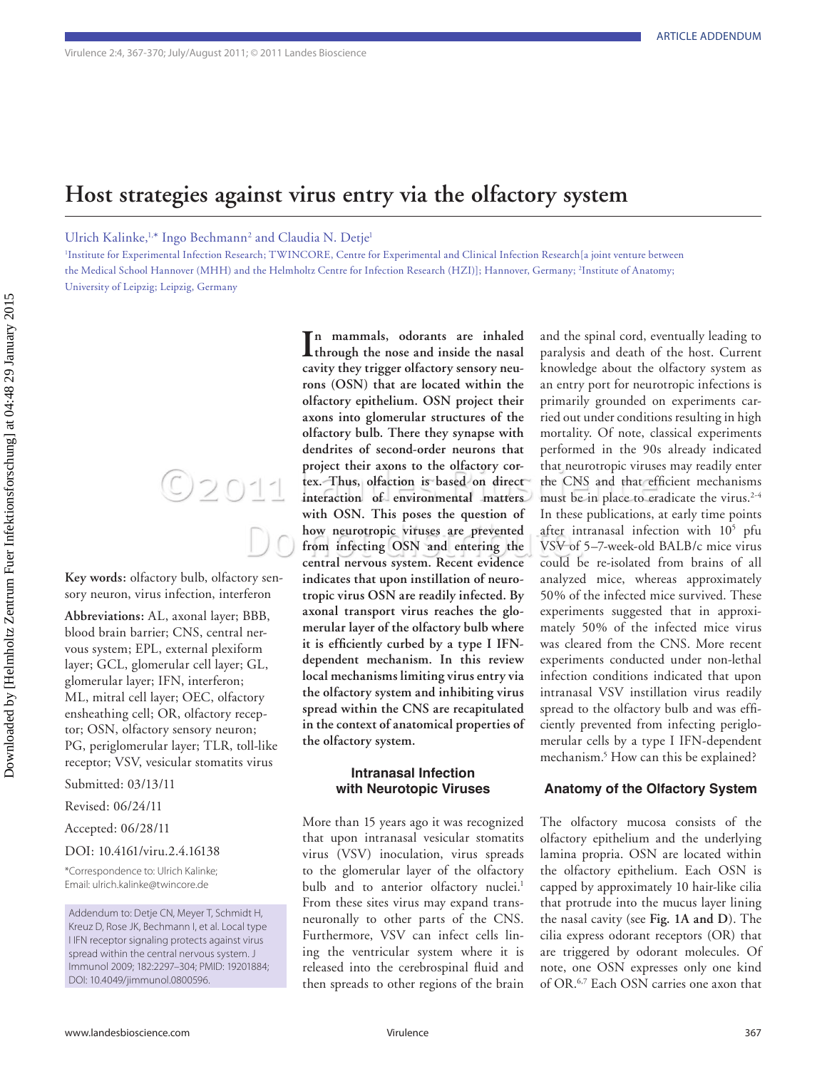ARTICLE ADDENDUM

# Host strategies against virus entry via the olfactory system

Ulrich Kalinke,[1,*] Ingo Bechmann[2] and Claudia N. Detje[1]

[1]Institute for Experimental Infection Research; TWINCORE, Centre for Experimental and Clinical Infection Research[a joint venture between the Medical School Hannover (MHH) and the Helmholtz Centre for Infection Research (HZI)]; Hannover, Germany; [2]Institute of Anatomy; University of Leipzig; Leipzig, Germany

**Key words:** olfactory bulb, olfactory sensory neuron, virus infection, interferon

**Abbreviations:** AL, axonal layer; BBB, blood brain barrier; CNS, central nervous system; EPL, external plexiform layer; GCL, glomerular cell layer; GL, glomerular layer; IFN, interferon; ML, mitral cell layer; OEC, olfactory ensheathing cell; OR, olfactory receptor; OSN, olfactory sensory neuron; PG, periglomerular layer; TLR, toll-like receptor; VSV, vesicular stomatits virus

Submitted: 03/13/11

Revised: 06/24/11

Accepted: 06/28/11

DOI: 10.4161/viru.2.4.16138

*Correspondence to: Ulrich Kalinke; Email: ulrich.kalinke@twincore.de

Addendum to: Detje CN, Meyer T, Schmidt H, Kreuz D, Rose JK, Bechmann I, et al. Local type I IFN receptor signaling protects against virus spread within the central nervous system. J Immunol 2009; 182:2297–304; PMID: 19201884; DOI: 10.4049/jimmunol.0800596.

**In mammals, odorants are inhaled through the nose and inside the nasal cavity they trigger olfactory sensory neurons (OSN) that are located within the olfactory epithelium. OSN project their axons into glomerular structures of the olfactory bulb. There they synapse with dendrites of second-order neurons that project their axons to the olfactory cortex. Thus, olfaction is based on direct interaction of environmental matters with OSN. This poses the question of how neurotropic viruses are prevented from infecting OSN and entering the central nervous system. Recent evidence indicates that upon instillation of neurotropic virus OSN are readily infected. By axonal transport virus reaches the glomerular layer of the olfactory bulb where it is efficiently curbed by a type I IFN-dependent mechanism. In this review local mechanisms limiting virus entry via the olfactory system and inhibiting virus spread within the CNS are recapitulated in the context of anatomical properties of the olfactory system.**

## Intranasal Infection with Neurotopic Viruses

More than 15 years ago it was recognized that upon intranasal vesicular stomatitis virus (VSV) inoculation, virus spreads to the glomerular layer of the olfactory bulb and to anterior olfactory nuclei.[1] From these sites virus may expand transneuronally to other parts of the CNS. Furthermore, VSV can infect cells lining the ventricular system where it is released into the cerebrospinal fluid and then spreads to other regions of the brain and the spinal cord, eventually leading to paralysis and death of the host. Current knowledge about the olfactory system as an entry port for neurotropic infections is primarily grounded on experiments carried out under conditions resulting in high mortality. Of note, classical experiments performed in the 90s already indicated that neurotropic viruses may readily enter the CNS and that efficient mechanisms must be in place to eradicate the virus.[2-4] In these publications, at early time points after intranasal infection with $10^5$ pfu VSV of 5–7-week-old BALB/c mice virus could be re-isolated from brains of all analyzed mice, whereas approximately 50% of the infected mice survived. These experiments suggested that in approximately 50% of the infected mice virus was cleared from the CNS. More recent experiments conducted under non-lethal infection conditions indicated that upon intranasal VSV instillation virus readily spread to the olfactory bulb and was efficiently prevented from infecting periglomerular cells by a type I IFN-dependent mechanism.[5] How can this be explained?

## Anatomy of the Olfactory System

The olfactory mucosa consists of the olfactory epithelium and the underlying lamina propria. OSN are located within the olfactory epithelium. Each OSN is capped by approximately 10 hair-like cilia that protrude into the mucus layer lining the nasal cavity (see **Fig. 1A and D**). The cilia express odorant receptors (OR) that are triggered by odorant molecules. Of note, one OSN expresses only one kind of OR.[6,7] Each OSN carries one axon that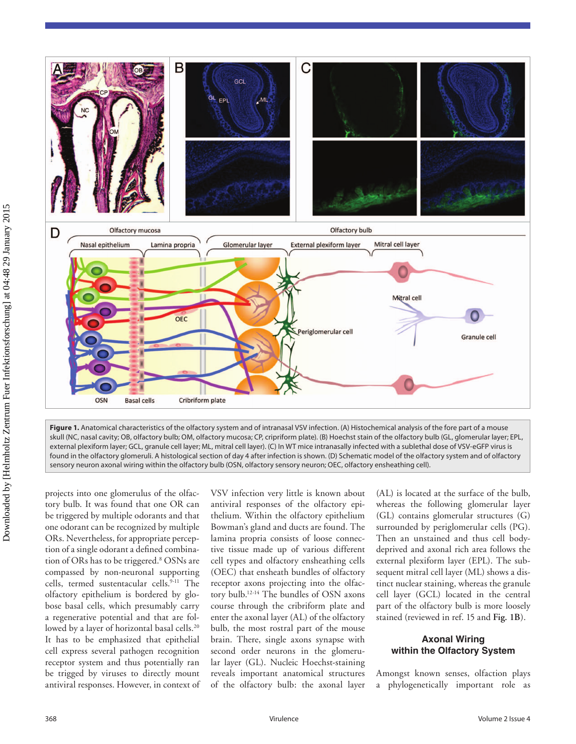**Figure 1.** Anatomical characteristics of the olfactory system and of intranasal VSV infection. (A) Histochemical analysis of the fore part of a mouse skull (NC, nasal cavity; OB, olfactory bulb; OM, olfactory mucosa; CP, cripriform plate). (B) Hoechst stain of the olfactory bulb (GL, glomerular layer; EPL, external plexiform layer; GCL, granule cell layer; ML, mitral cell layer). (C) In WT mice intranasally infected with a sublethal dose of VSV-eGFP virus is found in the olfactory glomeruli. A histological section of day 4 after infection is shown. (D) Schematic model of the olfactory system and of olfactory sensory neuron axonal wiring within the olfactory bulb (OSN, olfactory sensory neuron; OEC, olfactory ensheathing cell).

projects into one glomerulus of the olfactory bulb. It was found that one OR can be triggered by multiple odorants and that one odorant can be recognized by multiple ORs. Nevertheless, for appropriate perception of a single odorant a defined combination of ORs has to be triggered.[8] OSNs are compassed by non-neuronal supporting cells, termed sustentacular cells.[9-11] The olfactory epithelium is bordered by globose basal cells, which presumably carry a regenerative potential and that are followed by a layer of horizontal basal cells.[20] It has to be emphasized that epithelial cell express several pathogen recognition receptor system and thus potentially ran be trigged by viruses to directly mount antiviral responses. However, in context of VSV infection very little is known about antiviral responses of the olfactory epithelium. Within the olfactory epithelium Bowman's gland and ducts are found. The lamina propria consists of loose connective tissue made up of various different cell types and olfactory ensheathing cells (OEC) that ensheath bundles of olfactory receptor axons projecting into the olfactory bulb.[12-14] The bundles of OSN axons course through the cribriform plate and enter the axonal layer (AL) of the olfactory bulb, the most rostral part of the mouse brain. There, single axons synapse with second order neurons in the glomerular layer (GL). Nucleic Hoechst-staining reveals important anatomical structures of the olfactory bulb: the axonal layer (AL) is located at the surface of the bulb, whereas the following glomerular layer (GL) contains glomerular structures (G) surrounded by periglomerular cells (PG). Then an unstained and thus cell body-deprived and axonal rich area follows the external plexiform layer (EPL). The subsequent mitral cell layer (ML) shows a distinct nuclear staining, whereas the granule cell layer (GCL) located in the central part of the olfactory bulb is more loosely stained (reviewed in ref. 15 and **Fig. 1B**).

## Axonal Wiring within the Olfactory System

Amongst known senses, olfaction plays a phylogenetically important role as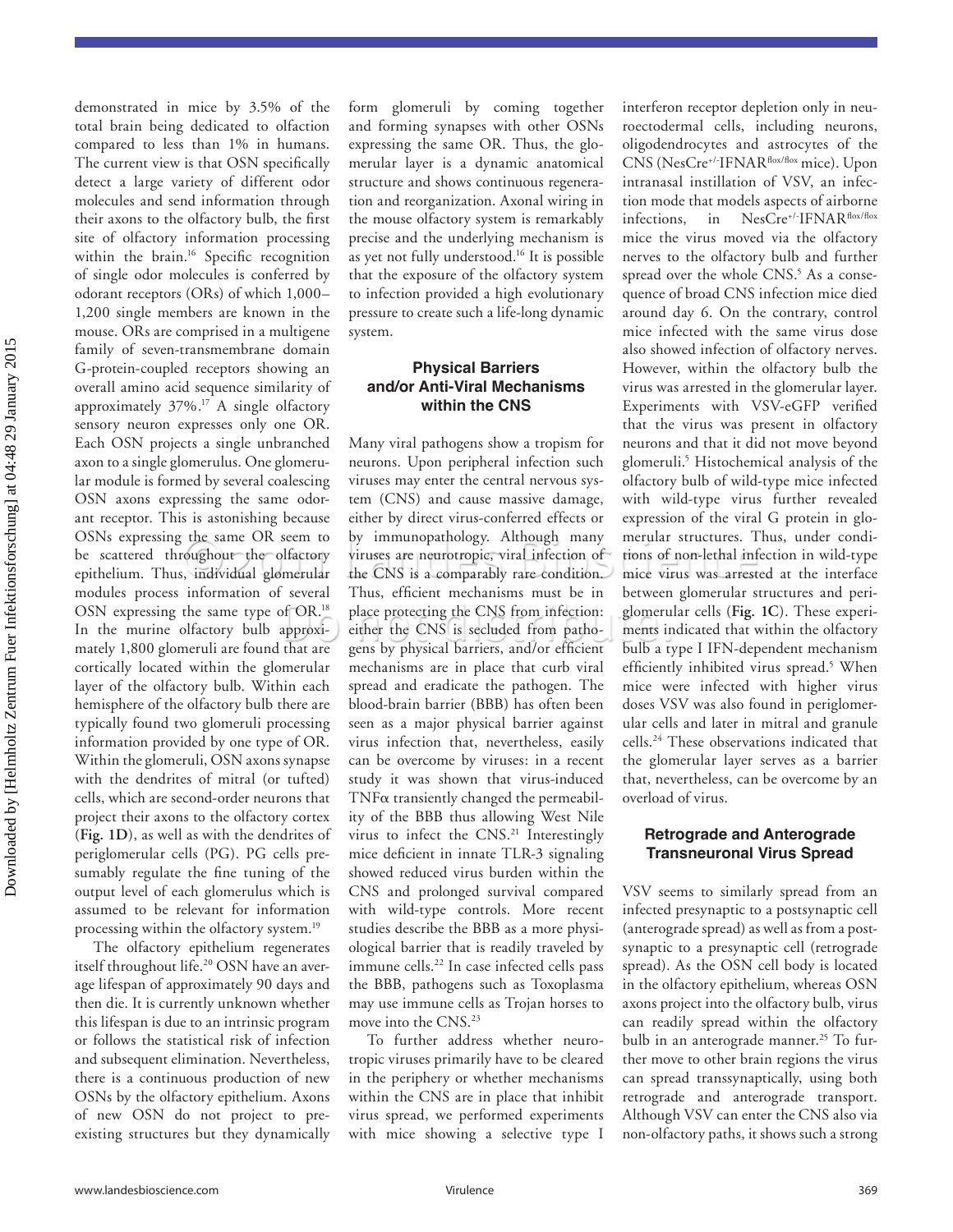demonstrated in mice by 3.5% of the total brain being dedicated to olfaction compared to less than 1% in humans. The current view is that OSN specifically detect a large variety of different odor molecules and send information through their axons to the olfactory bulb, the first site of olfactory information processing within the brain.[16] Specific recognition of single odor molecules is conferred by odorant receptors (ORs) of which 1,000–1,200 single members are known in the mouse. ORs are comprised in a multigene family of seven-transmembrane domain G-protein-coupled receptors showing an overall amino acid sequence similarity of approximately 37%.[17] A single olfactory sensory neuron expresses only one OR. Each OSN projects a single unbranched axon to a single glomerulus. One glomerular module is formed by several coalescing OSN axons expressing the same odorant receptor. This is astonishing because OSNs expressing the same OR seem to be scattered throughout the olfactory epithelium. Thus, individual glomerular modules process information of several OSN expressing the same type of OR.[18] In the murine olfactory bulb approximately 1,800 glomeruli are found that are cortically located within the glomerular layer of the olfactory bulb. Within each hemisphere of the olfactory bulb there are typically found two glomeruli processing information provided by one type of OR. Within the glomeruli, OSN axons synapse with the dendrites of mitral (or tufted) cells, which are second-order neurons that project their axons to the olfactory cortex (**Fig. 1D**), as well as with the dendrites of periglomerular cells (PG). PG cells presumably regulate the fine tuning of the output level of each glomerulus which is assumed to be relevant for information processing within the olfactory system.[19]

The olfactory epithelium regenerates itself throughout life.[20] OSN have an average lifespan of approximately 90 days and then die. It is currently unknown whether this lifespan is due to an intrinsic program or follows the statistical risk of infection and subsequent elimination. Nevertheless, there is a continuous production of new OSNs by the olfactory epithelium. Axons of new OSN do not project to preexisting structures but they dynamically form glomeruli by coming together and forming synapses with other OSNs expressing the same OR. Thus, the glomerular layer is a dynamic anatomical structure and shows continuous regeneration and reorganization. Axonal wiring in the mouse olfactory system is remarkably precise and the underlying mechanism is as yet not fully understood.[16] It is possible that the exposure of the olfactory system to infection provided a high evolutionary pressure to create such a life-long dynamic system.

## Physical Barriers and/or Anti-Viral Mechanisms within the CNS

Many viral pathogens show a tropism for neurons. Upon peripheral infection such viruses may enter the central nervous system (CNS) and cause massive damage, either by direct virus-conferred effects or by immunopathology. Although many viruses are neurotropic, viral infection of the CNS is a comparably rare condition. Thus, efficient mechanisms must be in place protecting the CNS from infection: either the CNS is secluded from pathogens by physical barriers, and/or efficient mechanisms are in place that curb viral spread and eradicate the pathogen. The blood-brain barrier (BBB) has often been seen as a major physical barrier against virus infection that, nevertheless, easily can be overcome by viruses: in a recent study it was shown that virus-induced TNFα transiently changed the permeability of the BBB thus allowing West Nile virus to infect the CNS.[21] Interestingly mice deficient in innate TLR-3 signaling showed reduced virus burden within the CNS and prolonged survival compared with wild-type controls. More recent studies describe the BBB as a more physiological barrier that is readily traveled by immune cells.[22] In case infected cells pass the BBB, pathogens such as Toxoplasma may use immune cells as Trojan horses to move into the CNS.[23]

To further address whether neurotropic viruses primarily have to be cleared in the periphery or whether mechanisms within the CNS are in place that inhibit virus spread, we performed experiments with mice showing a selective type I interferon receptor depletion only in neuroectodermal cells, including neurons, oligodendrocytes and astrocytes of the CNS (NesCre$^{+/-}$IFNAR$^{flox/flox}$ mice). Upon intranasal instillation of VSV, an infection mode that models aspects of airborne infections, in NesCre$^{+/-}$IFNAR$^{flox/flox}$ mice the virus moved via the olfactory nerves to the olfactory bulb and further spread over the whole CNS.[5] As a consequence of broad CNS infection mice died around day 6. On the contrary, control mice infected with the same virus dose also showed infection of olfactory nerves. However, within the olfactory bulb the virus was arrested in the glomerular layer. Experiments with VSV-eGFP verified that the virus was present in olfactory neurons and that it did not move beyond glomeruli.[5] Histochemical analysis of the olfactory bulb of wild-type mice infected with wild-type virus further revealed expression of the viral G protein in glomerular structures. Thus, under conditions of non-lethal infection in wild-type mice virus was arrested at the interface between glomerular structures and periglomerular cells (**Fig. 1C**). These experiments indicated that within the olfactory bulb a type I IFN-dependent mechanism efficiently inhibited virus spread.[5] When mice were infected with higher virus doses VSV was also found in periglomerular cells and later in mitral and granule cells.[24] These observations indicated that the glomerular layer serves as a barrier that, nevertheless, can be overcome by an overload of virus.

## Retrograde and Anterograde Transneuronal Virus Spread

VSV seems to similarly spread from an infected presynaptic to a postsynaptic cell (anterograde spread) as well as from a postsynaptic to a presynaptic cell (retrograde spread). As the OSN cell body is located in the olfactory epithelium, whereas OSN axons project into the olfactory bulb, virus can readily spread within the olfactory bulb in an anterograde manner.[25] To further move to other brain regions the virus can spread transsynaptically, using both retrograde and anterograde transport. Although VSV can enter the CNS also via non-olfactory paths, it shows such a strong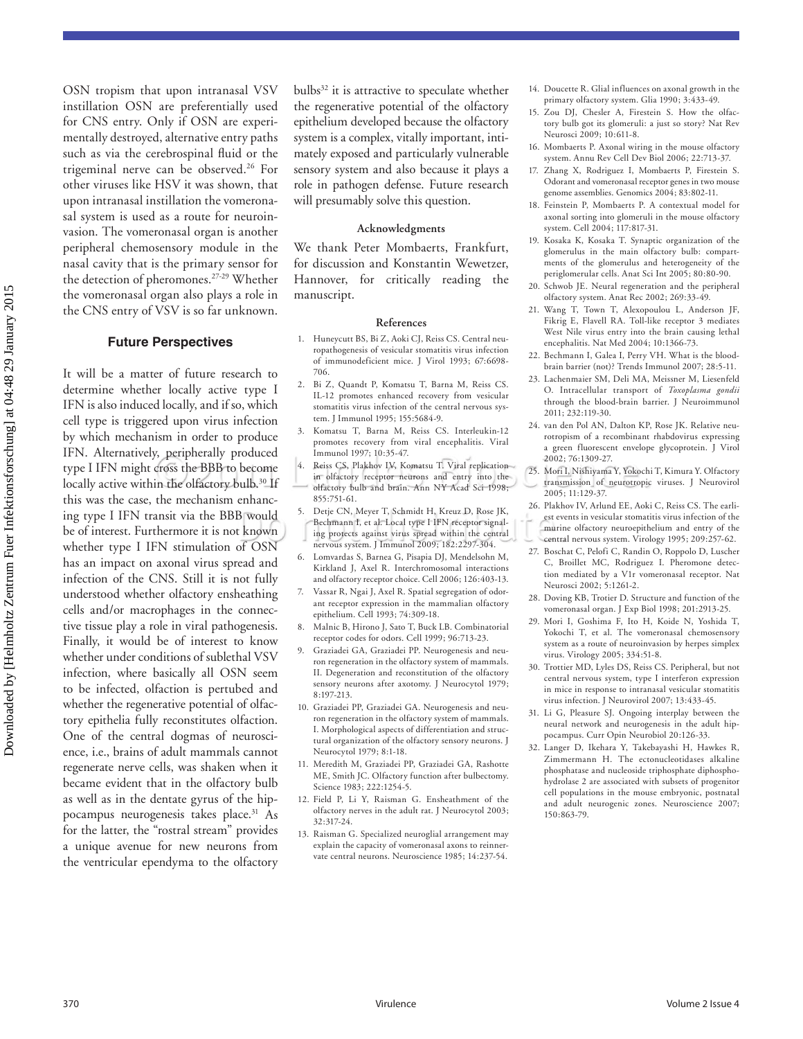OSN tropism that upon intranasal VSV instillation OSN are preferentially used for CNS entry. Only if OSN are experimentally destroyed, alternative entry paths such as via the cerebrospinal fluid or the trigeminal nerve can be observed.[26] For other viruses like HSV it was shown, that upon intranasal instillation the vomeronasal system is used as a route for neuroinvasion. The vomeronasal organ is another peripheral chemosensory module in the nasal cavity that is the primary sensor for the detection of pheromones.[27-29] Whether the vomeronasal organ also plays a role in the CNS entry of VSV is so far unknown.

## Future Perspectives

It will be a matter of future research to determine whether locally active type I IFN is also induced locally, and if so, which cell type is triggered upon virus infection by which mechanism in order to produce IFN. Alternatively, peripherally produced type I IFN might cross the BBB to become locally active within the olfactory bulb.[30] If this was the case, the mechanism enhancing type I IFN transit via the BBB would be of interest. Furthermore it is not known whether type I IFN stimulation of OSN has an impact on axonal virus spread and infection of the CNS. Still it is not fully understood whether olfactory ensheathing cells and/or macrophages in the connective tissue play a role in viral pathogenesis. Finally, it would be of interest to know whether under conditions of sublethal VSV infection, where basically all OSN seem to be infected, olfaction is pertubed and whether the regenerative potential of olfactory epithelia fully reconstitutes olfaction. One of the central dogmas of neuroscience, i.e., brains of adult mammals cannot regenerate nerve cells, was shaken when it became evident that in the olfactory bulb as well as in the dentate gyrus of the hippocampus neurogenesis takes place.[31] As for the latter, the "rostral stream" provides a unique avenue for new neurons from the ventricular ependyma to the olfactory bulbs[32] it is attractive to speculate whether the regenerative potential of the olfactory epithelium developed because the olfactory system is a complex, vitally important, intimately exposed and particularly vulnerable sensory system and also because it plays a role in pathogen defense. Future research will presumably solve this question.

### Acknowledgments

We thank Peter Mombaerts, Frankfurt, for discussion and Konstantin Wewetzer, Hannover, for critically reading the manuscript.

### References

1. Huneycutt BS, Bi Z, Aoki CJ, Reiss CS. Central neuropathogenesis of vesicular stomatitis virus infection of immunodeficient mice. J Virol 1993; 67:6698-706.
2. Bi Z, Quandt P, Komatsu T, Barna M, Reiss CS. IL-12 promotes enhanced recovery from vesicular stomatitis virus infection of the central nervous system. J Immunol 1995; 155:5684-9.
3. Komatsu T, Barna M, Reiss CS. Interleukin-12 promotes recovery from viral encephalitis. Viral Immunol 1997; 10:35-47.
4. Reiss CS, Plakhov IV, Komatsu T. Viral replication in olfactory receptor neurons and entry into the olfactory bulb and brain. Ann NY Acad Sci 1998; 855:751-61.
5. Detje CN, Meyer T, Schmidt H, Kreuz D, Rose JK, Bechmann I, et al. Local type I IFN receptor signaling protects against virus spread within the central nervous system. J Immunol 2009; 182:2297-304.
6. Lomvardas S, Barnea G, Pisapia DJ, Mendelsohn M, Kirkland J, Axel R. Interchromosomal interactions and olfactory receptor choice. Cell 2006; 126:403-13.
7. Vassar R, Ngai J, Axel R. Spatial segregation of odorant receptor expression in the mammalian olfactory epithelium. Cell 1993; 74:309-18.
8. Malnic B, Hirono J, Sato T, Buck LB. Combinatorial receptor codes for odors. Cell 1999; 96:713-23.
9. Graziadei GA, Graziadei PP. Neurogenesis and neuron regeneration in the olfactory system of mammals. II. Degeneration and reconstitution of the olfactory sensory neurons after axotomy. J Neurocytol 1979; 8:197-213.
10. Graziadei PP, Graziadei GA. Neurogenesis and neuron regeneration in the olfactory system of mammals. I. Morphological aspects of differentiation and structural organization of the olfactory sensory neurons. J Neurocytol 1979; 8:1-18.
11. Meredith M, Graziadei PP, Graziadei GA, Rashotte ME, Smith JC. Olfactory function after bulbectomy. Science 1983; 222:1254-5.
12. Field P, Li Y, Raisman G. Ensheathment of the olfactory nerves in the adult rat. J Neurocytol 2003; 32:317-24.
13. Raisman G. Specialized neuroglial arrangement may explain the capacity of vomeronasal axons to reinnervate central neurons. Neuroscience 1985; 14:237-54.
14. Doucette R. Glial influences on axonal growth in the primary olfactory system. Glia 1990; 3:433-49.
15. Zou DJ, Chesler A, Firestein S. How the olfactory bulb got its glomeruli: a just so story? Nat Rev Neurosci 2009; 10:611-8.
16. Mombaerts P. Axonal wiring in the mouse olfactory system. Annu Rev Cell Dev Biol 2006; 22:713-37.
17. Zhang X, Rodriguez I, Mombaerts P, Firestein S. Odorant and vomeronasal receptor genes in two mouse genome assemblies. Genomics 2004; 83:802-11.
18. Feinstein P, Mombaerts P. A contextual model for axonal sorting into glomeruli in the mouse olfactory system. Cell 2004; 117:817-31.
19. Kosaka K, Kosaka T. Synaptic organization of the glomerulus in the main olfactory bulb: compartments of the glomerulus and heterogeneity of the periglomerular cells. Anat Sci Int 2005; 80:80-90.
20. Schwob JE. Neural regeneration and the peripheral olfactory system. Anat Rec 2002; 269:33-49.
21. Wang T, Town T, Alexopoulou L, Anderson JF, Fikrig E, Flavell RA. Toll-like receptor 3 mediates West Nile virus entry into the brain causing lethal encephalitis. Nat Med 2004; 10:1366-73.
22. Bechmann I, Galea I, Perry VH. What is the blood-brain barrier (not)? Trends Immunol 2007; 28:5-11.
23. Lachenmaier SM, Deli MA, Meissner M, Liesenfeld O. Intracellular transport of *Toxoplasma gondii* through the blood-brain barrier. J Neuroimmunol 2011; 232:119-30.
24. van den Pol AN, Dalton KP, Rose JK. Relative neurotropism of a recombinant rhabdovirus expressing a green fluorescent envelope glycoprotein. J Virol 2002; 76:1309-27.
25. Mori I, Nishiyama Y, Yokochi T, Kimura Y. Olfactory transmission of neurotropic viruses. J Neurovirol 2005; 11:129-37.
26. Plakhov IV, Arlund EE, Aoki C, Reiss CS. The earliest events in vesicular stomatitis virus infection of the murine olfactory neuroepithelium and entry of the central nervous system. Virology 1995; 209:257-62.
27. Boschat C, Pelofi C, Randin O, Roppolo D, Luscher C, Broillet MC, Rodriguez I. Pheromone detection mediated by a V1r vomeronasal receptor. Nat Neurosci 2002; 5:1261-2.
28. Doving KB, Trotier D. Structure and function of the vomeronasal organ. J Exp Biol 1998; 201:2913-25.
29. Mori I, Goshima F, Ito H, Koide N, Yoshida T, Yokochi T, et al. The vomeronasal chemosensory system as a route of neuroinvasion by herpes simplex virus. Virology 2005; 334:51-8.
30. Trottier MD, Lyles DS, Reiss CS. Peripheral, but not central nervous system, type I interferon expression in mice in response to intranasal vesicular stomatitis virus infection. J Neurovirol 2007; 13:433-45.
31. Li G, Pleasure SJ. Ongoing interplay between the neural network and neurogenesis in the adult hippocampus. Curr Opin Neurobiol 20:126-33.
32. Langer D, Ikehara Y, Takebayashi H, Hawkes R, Zimmermann H. The ectonucleotidases alkaline phosphatase and nucleoside triphosphate diphosphohydrolase 2 are associated with subsets of progenitor cell populations in the mouse embryonic, postnatal and adult neurogenic zones. Neuroscience 2007; 150:863-79.